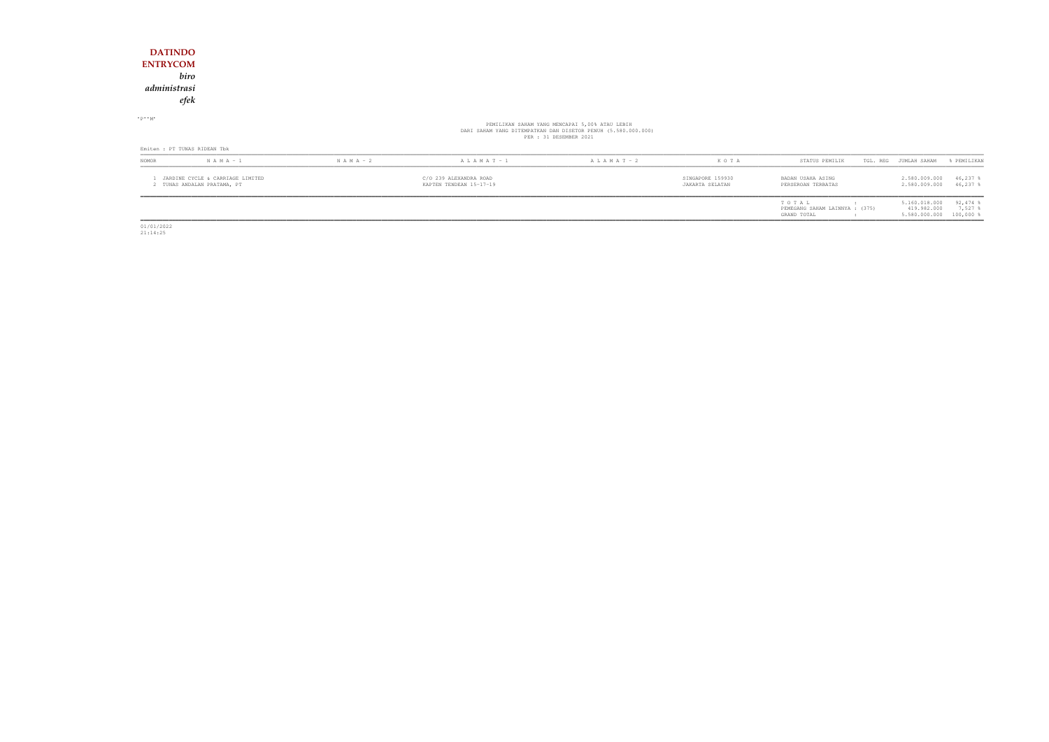**DATINDO ENTRYCOM**

*biro administrasi efek*

PEMILIKAN SAHAM YANG MENCAPAI 5,00% ATAU LEBIH
DARI SAHAM YANG DITEMPATKAN DAN DISETOR PENUH (5.580.000.000)
PER : 31 DESEMBER 2021

Emiten : PT TUNAS RIDEAN Tbk

| NOMOR | N A M A - 1 | N A M A - 2 | A L A M A T - 1 | A L A M A T - 2 | K O T A | STATUS PEMILIK | TGL. REG | JUMLAH SAHAM | % PEMILIKAN |
|---|---|---|---|---|---|---|---|---|---|
| 1 | JARDINE CYCLE & CARRIAGE LIMITED | | C/O 239 ALEXANDRA ROAD | | SINGAPORE 159930 | BADAN USAHA ASING | | 2.580.009.000 | 46,237 % |
| 2 | TUNAS ANDALAN PRATAMA, PT | | KAPTEN TENDEAN 15-17-19 | | JAKARTA SELATAN | PERSEROAN TERBATAS | | 2.580.009.000 | 46,237 % |
| | | | | | | T O T A L : | | 5.160.018.000 | 92,474 % |
| | | | | | | PEMEGANG SAHAM LAINNYA : (375) | | 419.982.000 | 7,527 % |
| | | | | | | GRAND TOTAL : | | 5.580.000.000 | 100,000 % |

01/01/2022
21:14:25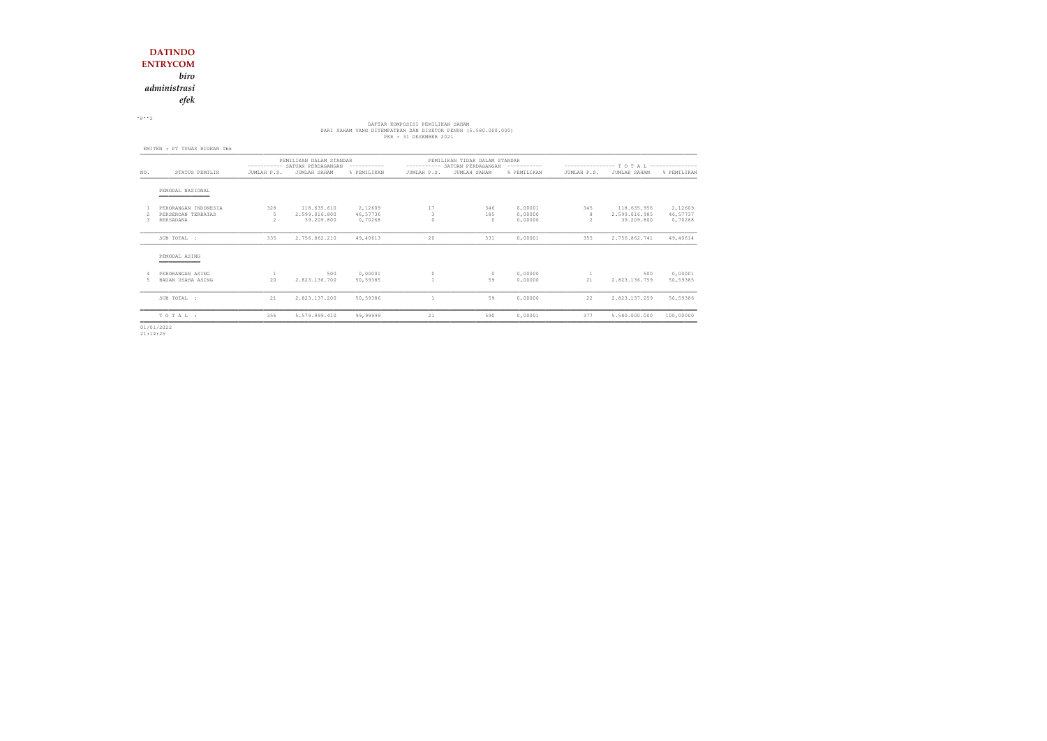**DATINDO**
**ENTRYCOM**
*biro*
*administrasi*
*efek*

DAFTAR KOMPOSISI PEMILIKAN SAHAM
DARI SAHAM YANG DITEMPATKAN DAN DISETOR PENUH (5.580.000.000)
PER : 31 DESEMBER 2021

EMITEN : PT TUNAS RIDEAN Tbk

| NO. | STATUS PEMILIK | PEMILIKAN DALAM STANDAR SATUAN PERDAGANGAN | | | PEMILIKAN TIDAK DALAM STANDAR SATUAN PERDAGANGAN | | | T O T A L | | |
|---|---|---|---|---|---|---|---|---|---|---|
| | | JUMLAH P.S. | JUMLAH SAHAM | % PEMILIKAN | JUMLAH P.S. | JUMLAH SAHAM | % PEMILIKAN | JUMLAH P.S. | JUMLAH SAHAM | % PEMILIKAN |
| | PEMODAL NASIONAL | | | | | | | | | |
| 1 | PERORANGAN INDONESIA | 328 | 118.635.610 | 2,12609 | 17 | 346 | 0,00001 | 345 | 118.635.956 | 2,12609 |
| 2 | PERSEROAN TERBATAS | 5 | 2.599.016.800 | 46,57736 | 3 | 185 | 0,00000 | 8 | 2.599.016.985 | 46,57737 |
| 3 | REKSADANA | 2 | 39.209.800 | 0,70268 | 0 | 0 | 0,00000 | 2 | 39.209.800 | 0,70268 |
| | SUB TOTAL : | 335 | 2.756.862.210 | 49,40613 | 20 | 531 | 0,00001 | 355 | 2.756.862.741 | 49,40614 |
| | PEMODAL ASING | | | | | | | | | |
| 4 | PERORANGAN ASING | 1 | 500 | 0,00001 | 0 | 0 | 0,00000 | 1 | 500 | 0,00001 |
| 5 | BADAN USAHA ASING | 20 | 2.823.136.700 | 50,59385 | 1 | 59 | 0,00000 | 21 | 2.823.136.759 | 50,59385 |
| | SUB TOTAL : | 21 | 2.823.137.200 | 50,59386 | 1 | 59 | 0,00000 | 22 | 2.823.137.259 | 50,59386 |
| | T O T A L : | 356 | 5.579.999.410 | 99,99999 | 21 | 590 | 0,00001 | 377 | 5.580.000.000 | 100,00000 |

01/01/2022
21:14:25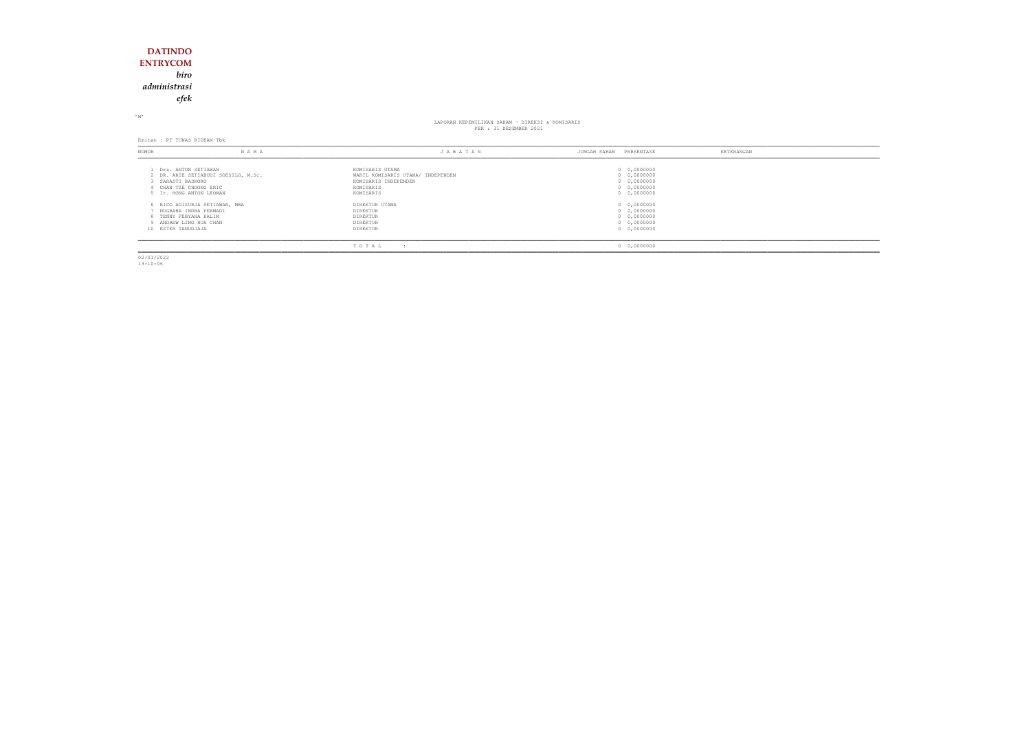**DATINDO**
**ENTRYCOM**
***biro***
***administrasi***
***efek***

"M"

LAPORAN KEPEMILIKAN SAHAM - DIREKSI & KOMISARIS
PER : 31 DESEMBER 2021

Emiten : PT TUNAS RIDEAN Tbk

| NOMOR | N A M A | J A B A T A N | JUMLAH SAHAM | PERSENTASE | KETERANGAN |
|---|---|---|---|---|---|
| 1 | Drs. ANTON SETIAWAN | KOMISARIS UTAMA | 0 | 0,0000000 | |
| 2 | DR. ARIE SETIABUDI SOESILO, M.Sc. | WAKIL KOMISARIS UTAMA/ INDEPENDEN | 0 | 0,0000000 | |
| 3 | SARASTI BASKORO | KOMISARIS INDEPENDEN | 0 | 0,0000000 | |
| 4 | CHAN TZE CHOONG ERIC | KOMISARIS | 0 | 0,0000000 | |
| 5 | Ir. HONG ANTON LEOMAN | KOMISARIS | 0 | 0,0000000 | |
| 6 | RICO ADISURJA SETIAWAN, MBA | DIREKTUR UTAMA | 0 | 0,0000000 | |
| 7 | NUGRAHA INDRA PERMADI | DIREKTUR | 0 | 0,0000000 | |
| 8 | TENNY FEBYANA HALIM | DIREKTUR | 0 | 0,0000000 | |
| 9 | ANDREW LING HUA CHAN | DIREKTUR | 0 | 0,0000000 | |
| 10 | ESTER TANUDJAJA | DIREKTUR | 0 | 0,0000000 | |
| | | T O T A L : | 0 | 0,0000000 | |

02/01/2022
13:10:06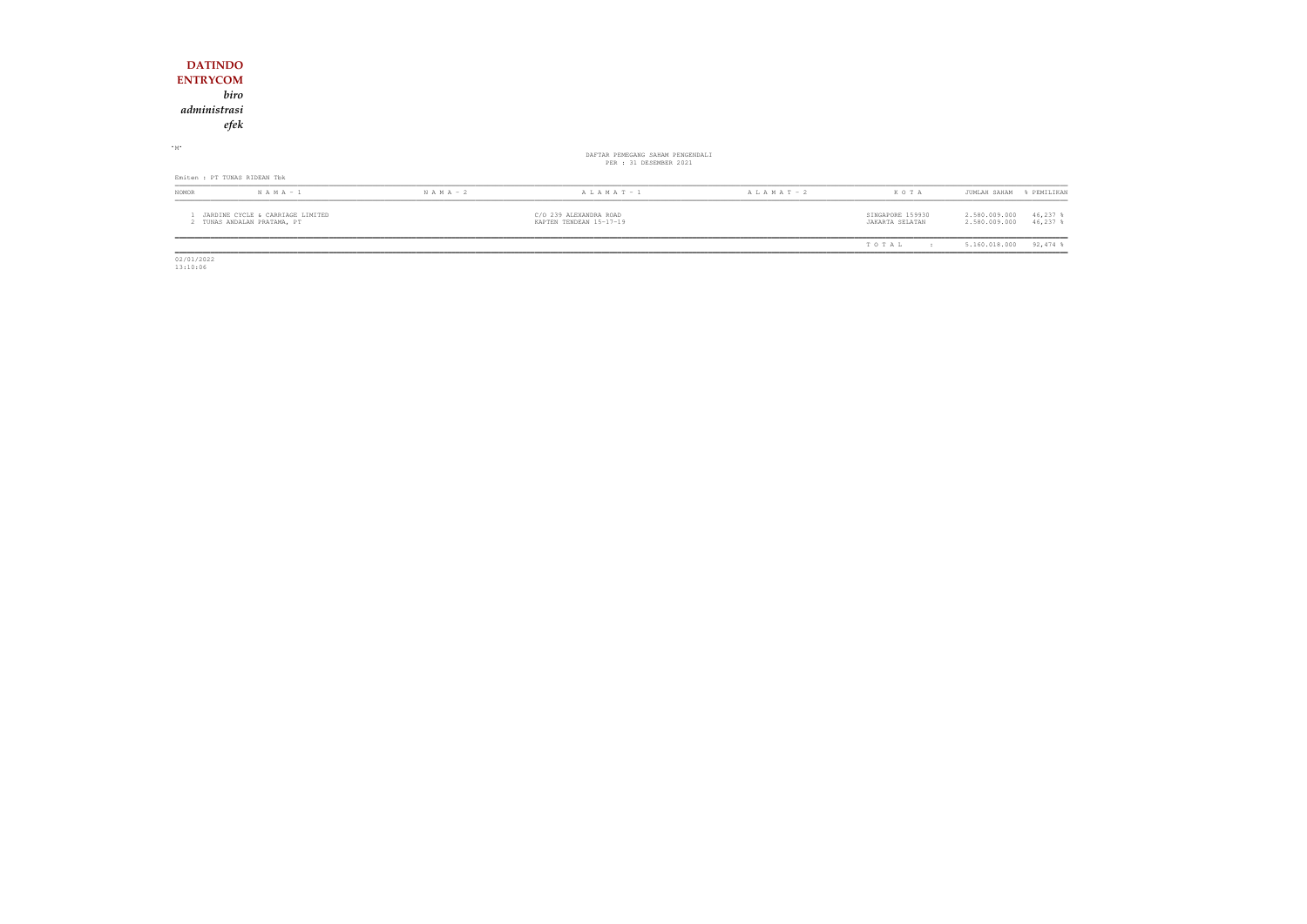**DATINDO**
**ENTRYCOM**
*biro*
*administrasi*
*efek*

"M"

DAFTAR PEMEGANG SAHAM PENGENDALI
PER : 31 DESEMBER 2021

Emiten : PT TUNAS RIDEAN Tbk

| NOMOR | N A M A - 1 | N A M A - 2 | A L A M A T - 1 | A L A M A T - 2 | K O T A | JUMLAH SAHAM | % PEMILIKAN |
|---|---|---|---|---|---|---|---|
| 1 | JARDINE CYCLE & CARRIAGE LIMITED | | C/O 239 ALEXANDRA ROAD | | SINGAPORE 159930 | 2.580.009.000 | 46,237 % |
| 2 | TUNAS ANDALAN PRATAMA, PT | | KAPTEN TENDEAN 15-17-19 | | JAKARTA SELATAN | 2.580.009.000 | 46,237 % |
| | | | | | T O T A L : | 5.160.018.000 | 92,474 % |

02/01/2022
13:10:06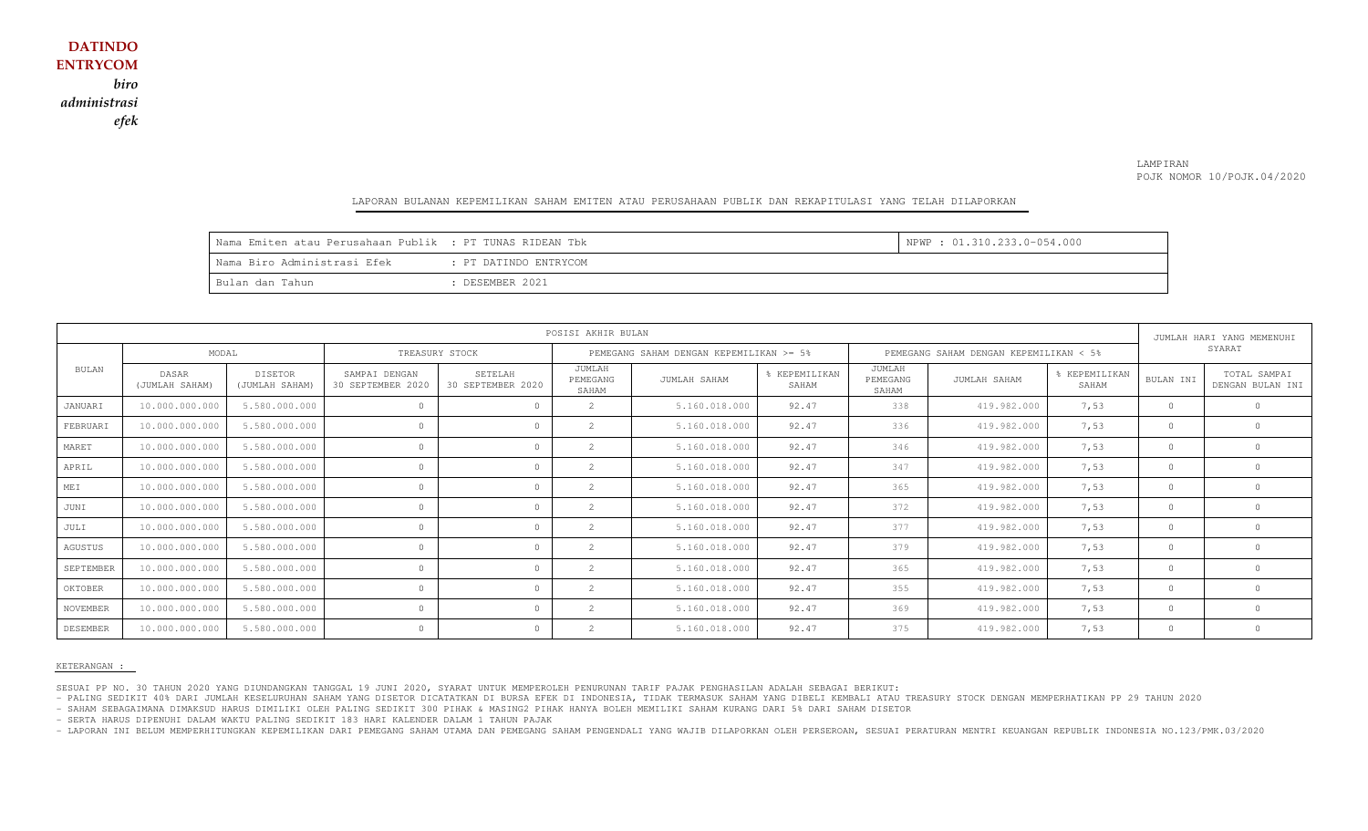**DATINDO ENTRYCOM**
*biro administrasi efek*

LAMPIRAN
POJK NOMOR 10/POJK.04/2020

LAPORAN BULANAN KEPEMILIKAN SAHAM EMITEN ATAU PERUSAHAAN PUBLIK DAN REKAPITULASI YANG TELAH DILAPORKAN

| | |
|---|---|
| Nama Emiten atau Perusahaan Publik : PT TUNAS RIDEAN Tbk | NPWP : 01.310.233.0-054.000 |
| Nama Biro Administrasi Efek : PT DATINDO ENTRYCOM | |
| Bulan dan Tahun : DESEMBER 2021 | |

| BULAN | POSISI AKHIR BULAN | | | | | | | | | | JUMLAH HARI YANG MEMENUHI SYARAT | |
|---|---|---|---|---|---|---|---|---|---|---|---|---|
| | MODAL | | TREASURY STOCK | | PEMEGANG SAHAM DENGAN KEPEMILIKAN >= 5% | | | PEMEGANG SAHAM DENGAN KEPEMILIKAN < 5% | | | | |
| | DASAR (JUMLAH SAHAM) | DISETOR (JUMLAH SAHAM) | SAMPAI DENGAN 30 SEPTEMBER 2020 | SETELAH 30 SEPTEMBER 2020 | JUMLAH PEMEGANG SAHAM | JUMLAH SAHAM | % KEPEMILIKAN SAHAM | JUMLAH PEMEGANG SAHAM | JUMLAH SAHAM | % KEPEMILIKAN SAHAM | BULAN INI | TOTAL SAMPAI DENGAN BULAN INI |
| JANUARI | 10.000.000.000 | 5.580.000.000 | 0 | 0 | 2 | 5.160.018.000 | 92.47 | 338 | 419.982.000 | 7,53 | 0 | 0 |
| FEBRUARI | 10.000.000.000 | 5.580.000.000 | 0 | 0 | 2 | 5.160.018.000 | 92.47 | 336 | 419.982.000 | 7,53 | 0 | 0 |
| MARET | 10.000.000.000 | 5.580.000.000 | 0 | 0 | 2 | 5.160.018.000 | 92.47 | 346 | 419.982.000 | 7,53 | 0 | 0 |
| APRIL | 10.000.000.000 | 5.580.000.000 | 0 | 0 | 2 | 5.160.018.000 | 92.47 | 347 | 419.982.000 | 7,53 | 0 | 0 |
| MEI | 10.000.000.000 | 5.580.000.000 | 0 | 0 | 2 | 5.160.018.000 | 92.47 | 365 | 419.982.000 | 7,53 | 0 | 0 |
| JUNI | 10.000.000.000 | 5.580.000.000 | 0 | 0 | 2 | 5.160.018.000 | 92.47 | 372 | 419.982.000 | 7,53 | 0 | 0 |
| JULI | 10.000.000.000 | 5.580.000.000 | 0 | 0 | 2 | 5.160.018.000 | 92.47 | 377 | 419.982.000 | 7,53 | 0 | 0 |
| AGUSTUS | 10.000.000.000 | 5.580.000.000 | 0 | 0 | 2 | 5.160.018.000 | 92.47 | 379 | 419.982.000 | 7,53 | 0 | 0 |
| SEPTEMBER | 10.000.000.000 | 5.580.000.000 | 0 | 0 | 2 | 5.160.018.000 | 92.47 | 365 | 419.982.000 | 7,53 | 0 | 0 |
| OKTOBER | 10.000.000.000 | 5.580.000.000 | 0 | 0 | 2 | 5.160.018.000 | 92.47 | 355 | 419.982.000 | 7,53 | 0 | 0 |
| NOVEMBER | 10.000.000.000 | 5.580.000.000 | 0 | 0 | 2 | 5.160.018.000 | 92.47 | 369 | 419.982.000 | 7,53 | 0 | 0 |
| DESEMBER | 10.000.000.000 | 5.580.000.000 | 0 | 0 | 2 | 5.160.018.000 | 92.47 | 375 | 419.982.000 | 7,53 | 0 | 0 |

KETERANGAN :

SESUAI PP NO. 30 TAHUN 2020 YANG DIUNDANGKAN TANGGAL 19 JUNI 2020, SYARAT UNTUK MEMPEROLEH PENURUNAN TARIF PAJAK PENGHASILAN ADALAH SEBAGAI BERIKUT:
- PALING SEDIKIT 40% DARI JUMLAH KESELURUHAN SAHAM YANG DISETOR DICATATKAN DI BURSA EFEK DI INDONESIA, TIDAK TERMASUK SAHAM YANG DIBELI KEMBALI ATAU TREASURY STOCK DENGAN MEMPERHATIKAN PP 29 TAHUN 2020
- SAHAM SEBAGAIMANA DIMAKSUD HARUS DIMILIKI OLEH PALING SEDIKIT 300 PIHAK & MASING2 PIHAK HANYA BOLEH MEMILIKI SAHAM KURANG DARI 5% DARI SAHAM DISETOR
- SERTA HARUS DIPENUHI DALAM WAKTU PALING SEDIKIT 183 HARI KALENDER DALAM 1 TAHUN PAJAK
- LAPORAN INI BELUM MEMPERHITUNGKAN KEPEMILIKAN DARI PEMEGANG SAHAM UTAMA DAN PEMEGANG SAHAM PENGENDALI YANG WAJIB DILAPORKAN OLEH PERSEROAN, SESUAI PERATURAN MENTRI KEUANGAN REPUBLIK INDONESIA NO.123/PMK.03/2020